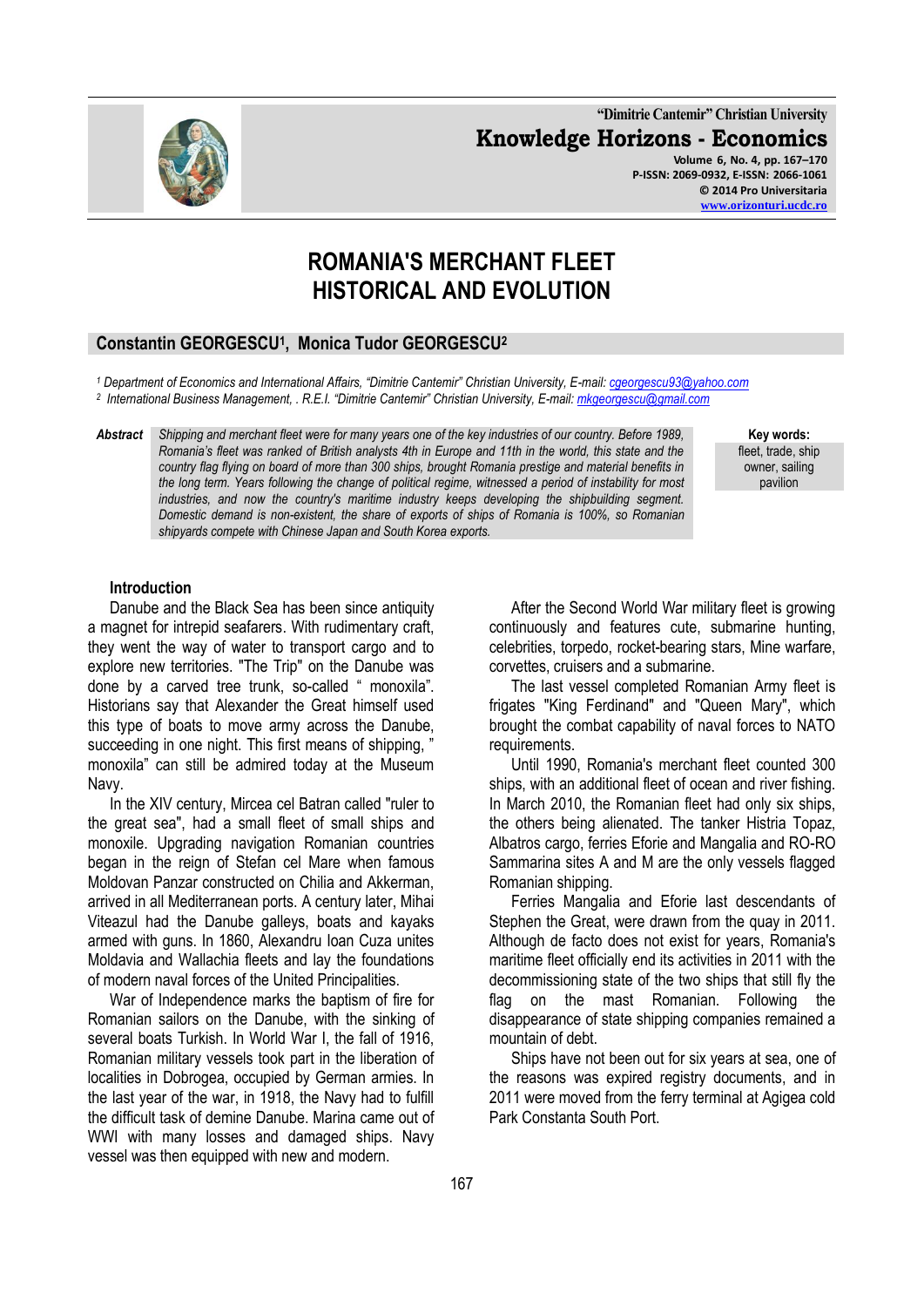"Dimitrie Cantemir" Christian University

**Knowledge Horizons - Economics**

Volume 6, No. 4, pp. 167–170
P-ISSN: 2069-0932, E-ISSN: 2066-1061
© 2014 Pro Universitaria
www.orizonturi.ucdc.ro

# ROMANIA'S MERCHANT FLEET HISTORICAL AND EVOLUTION

**Constantin GEORGESCU[1], Monica Tudor GEORGESCU[2]**

*[1] Department of Economics and International Affairs, "Dimitrie Cantemir" Christian University, E-mail: cgeorgescu93@yahoo.com*
*[2] International Business Management, . R.E.I. "Dimitrie Cantemir" Christian University, E-mail: mkgeorgescu@gmail.com*

***Abstract*** *Shipping and merchant fleet were for many years one of the key industries of our country. Before 1989, Romania's fleet was ranked of British analysts 4th in Europe and 11th in the world, this state and the country flag flying on board of more than 300 ships, brought Romania prestige and material benefits in the long term. Years following the change of political regime, witnessed a period of instability for most industries, and now the country's maritime industry keeps developing the shipbuilding segment. Domestic demand is non-existent, the share of exports of ships of Romania is 100%, so Romanian shipyards compete with Chinese Japan and South Korea exports.*

**Key words:** fleet, trade, ship owner, sailing pavilion

## Introduction

Danube and the Black Sea has been since antiquity a magnet for intrepid seafarers. With rudimentary craft, they went the way of water to transport cargo and to explore new territories. "The Trip" on the Danube was done by a carved tree trunk, so-called " monoxila". Historians say that Alexander the Great himself used this type of boats to move army across the Danube, succeeding in one night. This first means of shipping, " monoxila" can still be admired today at the Museum Navy.

In the XIV century, Mircea cel Batran called "ruler to the great sea", had a small fleet of small ships and monoxile. Upgrading navigation Romanian countries began in the reign of Stefan cel Mare when famous Moldovan Panzar constructed on Chilia and Akkerman, arrived in all Mediterranean ports. A century later, Mihai Viteazul had the Danube galleys, boats and kayaks armed with guns. In 1860, Alexandru Ioan Cuza unites Moldavia and Wallachia fleets and lay the foundations of modern naval forces of the United Principalities.

War of Independence marks the baptism of fire for Romanian sailors on the Danube, with the sinking of several boats Turkish. In World War I, the fall of 1916, Romanian military vessels took part in the liberation of localities in Dobrogea, occupied by German armies. In the last year of the war, in 1918, the Navy had to fulfill the difficult task of demine Danube. Marina came out of WWI with many losses and damaged ships. Navy vessel was then equipped with new and modern.

After the Second World War military fleet is growing continuously and features cute, submarine hunting, celebrities, torpedo, rocket-bearing stars, Mine warfare, corvettes, cruisers and a submarine.

The last vessel completed Romanian Army fleet is frigates "King Ferdinand" and "Queen Mary", which brought the combat capability of naval forces to NATO requirements.

Until 1990, Romania's merchant fleet counted 300 ships, with an additional fleet of ocean and river fishing. In March 2010, the Romanian fleet had only six ships, the others being alienated. The tanker Histria Topaz, Albatros cargo, ferries Eforie and Mangalia and RO-RO Sammarina sites A and M are the only vessels flagged Romanian shipping.

Ferries Mangalia and Eforie last descendants of Stephen the Great, were drawn from the quay in 2011. Although de facto does not exist for years, Romania's maritime fleet officially end its activities in 2011 with the decommissioning state of the two ships that still fly the flag on the mast Romanian. Following the disappearance of state shipping companies remained a mountain of debt.

Ships have not been out for six years at sea, one of the reasons was expired registry documents, and in 2011 were moved from the ferry terminal at Agigea cold Park Constanta South Port.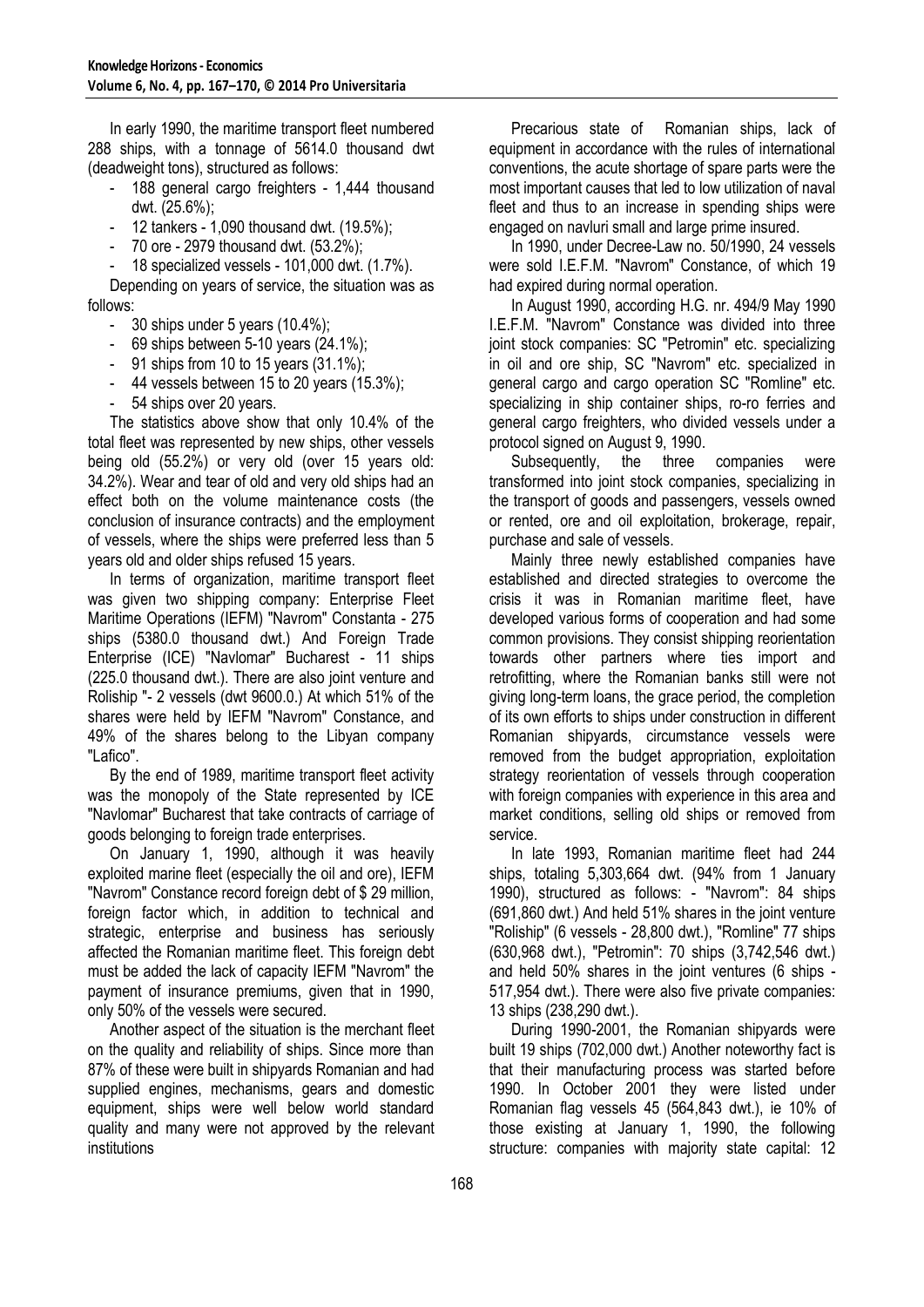In early 1990, the maritime transport fleet numbered 288 ships, with a tonnage of 5614.0 thousand dwt (deadweight tons), structured as follows:

- 188 general cargo freighters - 1,444 thousand dwt. (25.6%);
- 12 tankers - 1,090 thousand dwt. (19.5%);
- 70 ore - 2979 thousand dwt. (53.2%);
- 18 specialized vessels - 101,000 dwt. (1.7%).

Depending on years of service, the situation was as follows:

- 30 ships under 5 years (10.4%);
- 69 ships between 5-10 years (24.1%);
- 91 ships from 10 to 15 years (31.1%);
- 44 vessels between 15 to 20 years (15.3%);
- 54 ships over 20 years.

The statistics above show that only 10.4% of the total fleet was represented by new ships, other vessels being old (55.2%) or very old (over 15 years old: 34.2%). Wear and tear of old and very old ships had an effect both on the volume maintenance costs (the conclusion of insurance contracts) and the employment of vessels, where the ships were preferred less than 5 years old and older ships refused 15 years.

In terms of organization, maritime transport fleet was given two shipping company: Enterprise Fleet Maritime Operations (IEFM) "Navrom" Constanta - 275 ships (5380.0 thousand dwt.) And Foreign Trade Enterprise (ICE) "Navlomar" Bucharest - 11 ships (225.0 thousand dwt.). There are also joint venture and Roliship "- 2 vessels (dwt 9600.0.) At which 51% of the shares were held by IEFM "Navrom" Constance, and 49% of the shares belong to the Libyan company "Lafico".

By the end of 1989, maritime transport fleet activity was the monopoly of the State represented by ICE "Navlomar" Bucharest that take contracts of carriage of goods belonging to foreign trade enterprises.

On January 1, 1990, although it was heavily exploited marine fleet (especially the oil and ore), IEFM "Navrom" Constance record foreign debt of $ 29 million, foreign factor which, in addition to technical and strategic, enterprise and business has seriously affected the Romanian maritime fleet. This foreign debt must be added the lack of capacity IEFM "Navrom" the payment of insurance premiums, given that in 1990, only 50% of the vessels were secured.

Another aspect of the situation is the merchant fleet on the quality and reliability of ships. Since more than 87% of these were built in shipyards Romanian and had supplied engines, mechanisms, gears and domestic equipment, ships were well below world standard quality and many were not approved by the relevant institutions

Precarious state of Romanian ships, lack of equipment in accordance with the rules of international conventions, the acute shortage of spare parts were the most important causes that led to low utilization of naval fleet and thus to an increase in spending ships were engaged on navluri small and large prime insured.

In 1990, under Decree-Law no. 50/1990, 24 vessels were sold I.E.F.M. "Navrom" Constance, of which 19 had expired during normal operation.

In August 1990, according H.G. nr. 494/9 May 1990 I.E.F.M. "Navrom" Constance was divided into three joint stock companies: SC "Petromin" etc. specializing in oil and ore ship, SC "Navrom" etc. specialized in general cargo and cargo operation SC "Romline" etc. specializing in ship container ships, ro-ro ferries and general cargo freighters, who divided vessels under a protocol signed on August 9, 1990.

Subsequently, the three companies were transformed into joint stock companies, specializing in the transport of goods and passengers, vessels owned or rented, ore and oil exploitation, brokerage, repair, purchase and sale of vessels.

Mainly three newly established companies have established and directed strategies to overcome the crisis it was in Romanian maritime fleet, have developed various forms of cooperation and had some common provisions. They consist shipping reorientation towards other partners where ties import and retrofitting, where the Romanian banks still were not giving long-term loans, the grace period, the completion of its own efforts to ships under construction in different Romanian shipyards, circumstance vessels were removed from the budget appropriation, exploitation strategy reorientation of vessels through cooperation with foreign companies with experience in this area and market conditions, selling old ships or removed from service.

In late 1993, Romanian maritime fleet had 244 ships, totaling 5,303,664 dwt. (94% from 1 January 1990), structured as follows: - "Navrom": 84 ships (691,860 dwt.) And held 51% shares in the joint venture "Roliship" (6 vessels - 28,800 dwt.), "Romline" 77 ships (630,968 dwt.), "Petromin": 70 ships (3,742,546 dwt.) and held 50% shares in the joint ventures (6 ships - 517,954 dwt.). There were also five private companies: 13 ships (238,290 dwt.).

During 1990-2001, the Romanian shipyards were built 19 ships (702,000 dwt.) Another noteworthy fact is that their manufacturing process was started before 1990. In October 2001 they were listed under Romanian flag vessels 45 (564,843 dwt.), ie 10% of those existing at January 1, 1990, the following structure: companies with majority state capital: 12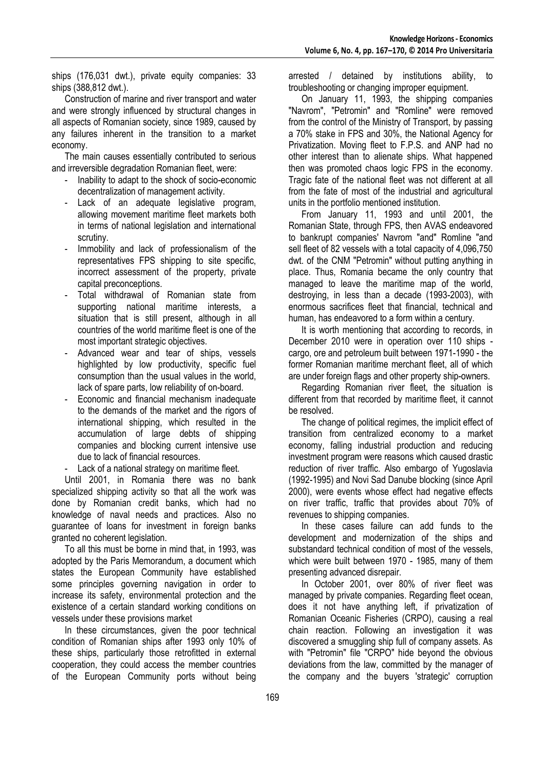ships (176,031 dwt.), private equity companies: 33 ships (388,812 dwt.).

Construction of marine and river transport and water and were strongly influenced by structural changes in all aspects of Romanian society, since 1989, caused by any failures inherent in the transition to a market economy.

The main causes essentially contributed to serious and irreversible degradation Romanian fleet, were:

- Inability to adapt to the shock of socio-economic decentralization of management activity.
- Lack of an adequate legislative program, allowing movement maritime fleet markets both in terms of national legislation and international scrutiny.
- Immobility and lack of professionalism of the representatives FPS shipping to site specific, incorrect assessment of the property, private capital preconceptions.
- Total withdrawal of Romanian state from supporting national maritime interests, a situation that is still present, although in all countries of the world maritime fleet is one of the most important strategic objectives.
- Advanced wear and tear of ships, vessels highlighted by low productivity, specific fuel consumption than the usual values in the world, lack of spare parts, low reliability of on-board.
- Economic and financial mechanism inadequate to the demands of the market and the rigors of international shipping, which resulted in the accumulation of large debts of shipping companies and blocking current intensive use due to lack of financial resources.
- Lack of a national strategy on maritime fleet.

Until 2001, in Romania there was no bank specialized shipping activity so that all the work was done by Romanian credit banks, which had no knowledge of naval needs and practices. Also no guarantee of loans for investment in foreign banks granted no coherent legislation.

To all this must be borne in mind that, in 1993, was adopted by the Paris Memorandum, a document which states the European Community have established some principles governing navigation in order to increase its safety, environmental protection and the existence of a certain standard working conditions on vessels under these provisions market

In these circumstances, given the poor technical condition of Romanian ships after 1993 only 10% of these ships, particularly those retrofitted in external cooperation, they could access the member countries of the European Community ports without being arrested / detained by institutions ability, to troubleshooting or changing improper equipment.

On January 11, 1993, the shipping companies "Navrom", "Petromin" and "Romline" were removed from the control of the Ministry of Transport, by passing a 70% stake in FPS and 30%, the National Agency for Privatization. Moving fleet to F.P.S. and ANP had no other interest than to alienate ships. What happened then was promoted chaos logic FPS in the economy. Tragic fate of the national fleet was not different at all from the fate of most of the industrial and agricultural units in the portfolio mentioned institution.

From January 11, 1993 and until 2001, the Romanian State, through FPS, then AVAS endeavored to bankrupt companies' Navrom "and" Romline "and sell fleet of 82 vessels with a total capacity of 4,096,750 dwt. of the CNM "Petromin" without putting anything in place. Thus, Romania became the only country that managed to leave the maritime map of the world, destroying, in less than a decade (1993-2003), with enormous sacrifices fleet that financial, technical and human, has endeavored to a form within a century.

It is worth mentioning that according to records, in December 2010 were in operation over 110 ships - cargo, ore and petroleum built between 1971-1990 - the former Romanian maritime merchant fleet, all of which are under foreign flags and other property ship-owners.

Regarding Romanian river fleet, the situation is different from that recorded by maritime fleet, it cannot be resolved.

The change of political regimes, the implicit effect of transition from centralized economy to a market economy, falling industrial production and reducing investment program were reasons which caused drastic reduction of river traffic. Also embargo of Yugoslavia (1992-1995) and Novi Sad Danube blocking (since April 2000), were events whose effect had negative effects on river traffic, traffic that provides about 70% of revenues to shipping companies.

In these cases failure can add funds to the development and modernization of the ships and substandard technical condition of most of the vessels, which were built between 1970 - 1985, many of them presenting advanced disrepair.

In October 2001, over 80% of river fleet was managed by private companies. Regarding fleet ocean, does it not have anything left, if privatization of Romanian Oceanic Fisheries (CRPO), causing a real chain reaction. Following an investigation it was discovered a smuggling ship full of company assets. As with "Petromin" file "CRPO" hide beyond the obvious deviations from the law, committed by the manager of the company and the buyers 'strategic' corruption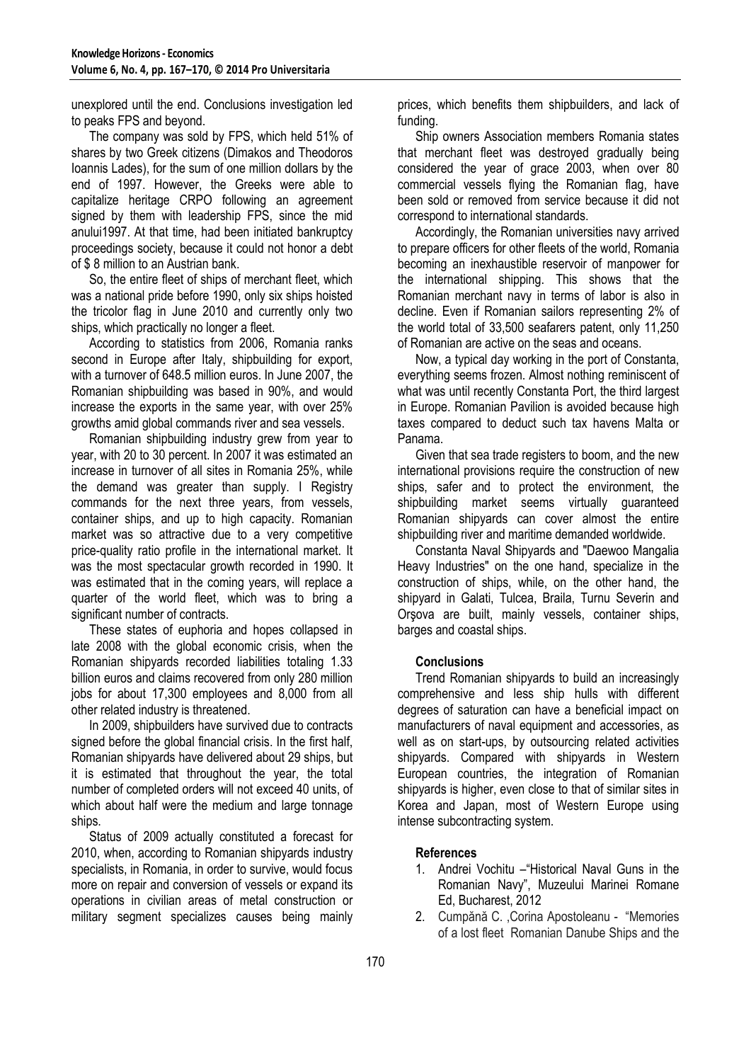unexplored until the end. Conclusions investigation led to peaks FPS and beyond.

The company was sold by FPS, which held 51% of shares by two Greek citizens (Dimakos and Theodoros Ioannis Lades), for the sum of one million dollars by the end of 1997. However, the Greeks were able to capitalize heritage CRPO following an agreement signed by them with leadership FPS, since the mid anului1997. At that time, had been initiated bankruptcy proceedings society, because it could not honor a debt of $ 8 million to an Austrian bank.

So, the entire fleet of ships of merchant fleet, which was a national pride before 1990, only six ships hoisted the tricolor flag in June 2010 and currently only two ships, which practically no longer a fleet.

According to statistics from 2006, Romania ranks second in Europe after Italy, shipbuilding for export, with a turnover of 648.5 million euros. In June 2007, the Romanian shipbuilding was based in 90%, and would increase the exports in the same year, with over 25% growths amid global commands river and sea vessels.

Romanian shipbuilding industry grew from year to year, with 20 to 30 percent. In 2007 it was estimated an increase in turnover of all sites in Romania 25%, while the demand was greater than supply. I Registry commands for the next three years, from vessels, container ships, and up to high capacity. Romanian market was so attractive due to a very competitive price-quality ratio profile in the international market. It was the most spectacular growth recorded in 1990. It was estimated that in the coming years, will replace a quarter of the world fleet, which was to bring a significant number of contracts.

These states of euphoria and hopes collapsed in late 2008 with the global economic crisis, when the Romanian shipyards recorded liabilities totaling 1.33 billion euros and claims recovered from only 280 million jobs for about 17,300 employees and 8,000 from all other related industry is threatened.

In 2009, shipbuilders have survived due to contracts signed before the global financial crisis. In the first half, Romanian shipyards have delivered about 29 ships, but it is estimated that throughout the year, the total number of completed orders will not exceed 40 units, of which about half were the medium and large tonnage ships.

Status of 2009 actually constituted a forecast for 2010, when, according to Romanian shipyards industry specialists, in Romania, in order to survive, would focus more on repair and conversion of vessels or expand its operations in civilian areas of metal construction or military segment specializes causes being mainly prices, which benefits them shipbuilders, and lack of funding.

Ship owners Association members Romania states that merchant fleet was destroyed gradually being considered the year of grace 2003, when over 80 commercial vessels flying the Romanian flag, have been sold or removed from service because it did not correspond to international standards.

Accordingly, the Romanian universities navy arrived to prepare officers for other fleets of the world, Romania becoming an inexhaustible reservoir of manpower for the international shipping. This shows that the Romanian merchant navy in terms of labor is also in decline. Even if Romanian sailors representing 2% of the world total of 33,500 seafarers patent, only 11,250 of Romanian are active on the seas and oceans.

Now, a typical day working in the port of Constanta, everything seems frozen. Almost nothing reminiscent of what was until recently Constanta Port, the third largest in Europe. Romanian Pavilion is avoided because high taxes compared to deduct such tax havens Malta or Panama.

Given that sea trade registers to boom, and the new international provisions require the construction of new ships, safer and to protect the environment, the shipbuilding market seems virtually guaranteed Romanian shipyards can cover almost the entire shipbuilding river and maritime demanded worldwide.

Constanta Naval Shipyards and "Daewoo Mangalia Heavy Industries" on the one hand, specialize in the construction of ships, while, on the other hand, the shipyard in Galati, Tulcea, Braila, Turnu Severin and Orşova are built, mainly vessels, container ships, barges and coastal ships.

## Conclusions

Trend Romanian shipyards to build an increasingly comprehensive and less ship hulls with different degrees of saturation can have a beneficial impact on manufacturers of naval equipment and accessories, as well as on start-ups, by outsourcing related activities shipyards. Compared with shipyards in Western European countries, the integration of Romanian shipyards is higher, even close to that of similar sites in Korea and Japan, most of Western Europe using intense subcontracting system.

## References

1. Andrei Vochitu –"Historical Naval Guns in the Romanian Navy", Muzeului Marinei Romane Ed, Bucharest, 2012
2. Cumpănă C. ,Corina Apostoleanu - "Memories of a lost fleet Romanian Danube Ships and the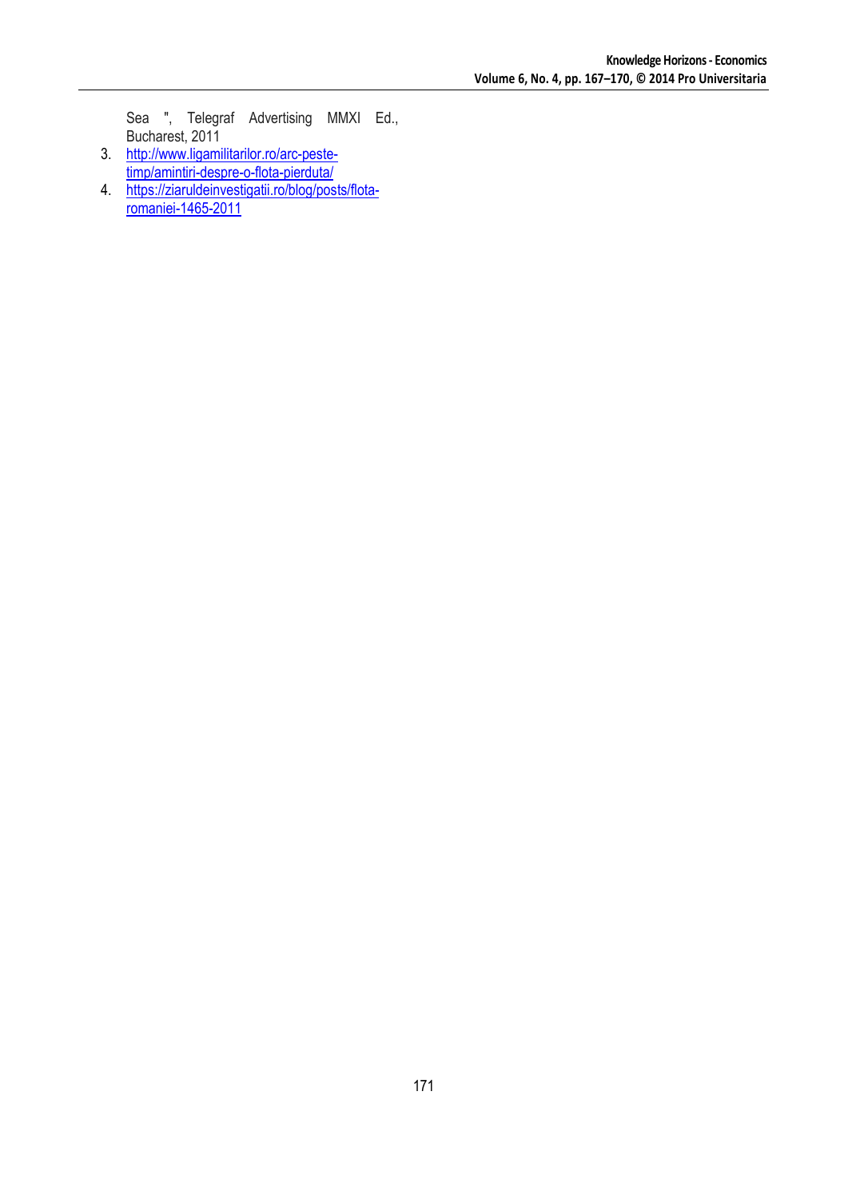Sea ", Telegraf Advertising MMXI Ed., Bucharest, 2011

3. http://www.ligamilitarilor.ro/arc-peste-timp/amintiri-despre-o-flota-pierduta/
4. https://ziaruldeinvestigatii.ro/blog/posts/flota-romaniei-1465-2011